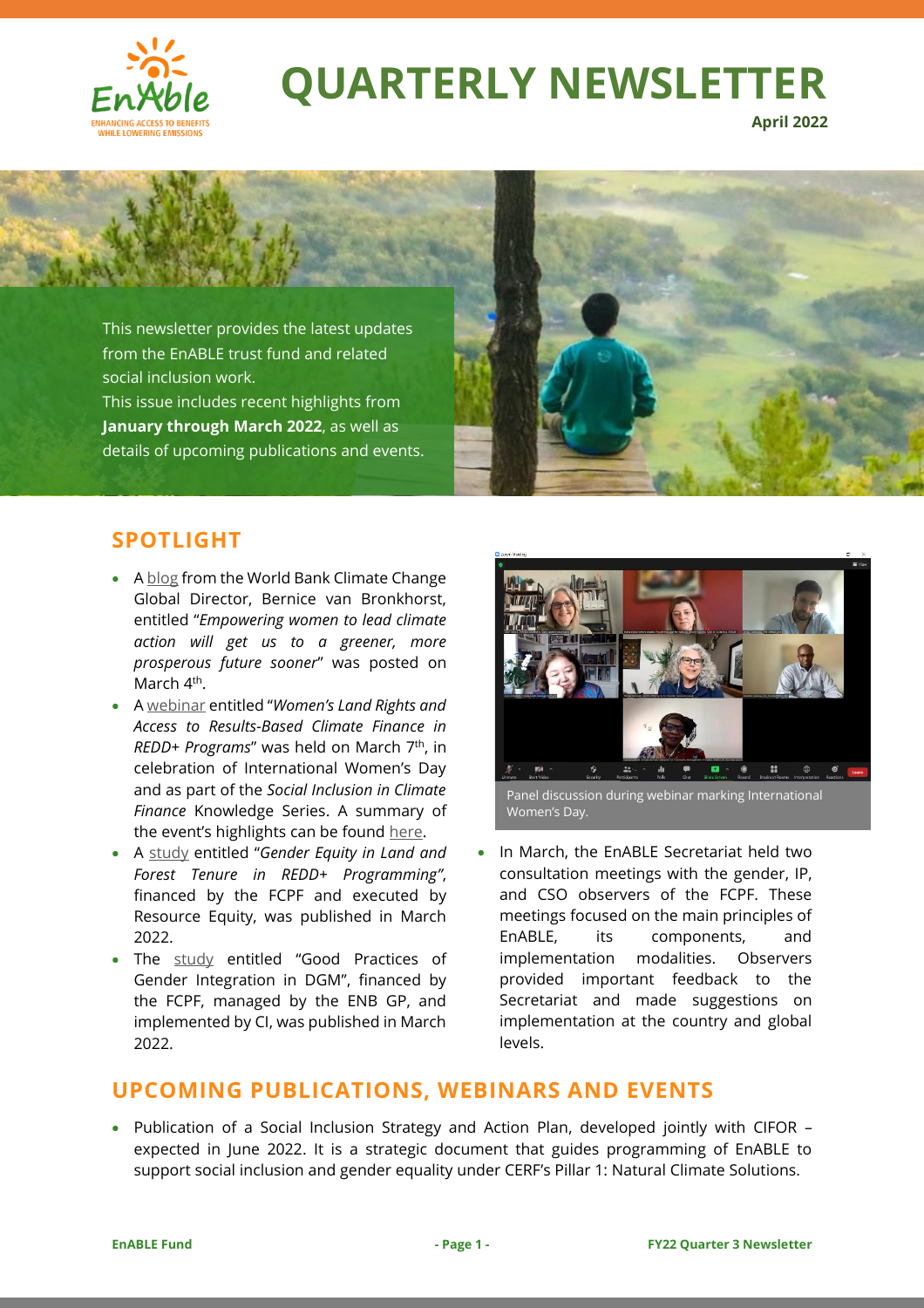# QUARTERLY NEWSLETTER

**April 2022**

This newsletter provides the latest updates from the EnABLE trust fund and related social inclusion work.
This issue includes recent highlights from **January through March 2022**, as well as details of upcoming publications and events.

## SPOTLIGHT

- A blog from the World Bank Climate Change Global Director, Bernice van Bronkhorst, entitled "*Empowering women to lead climate action will get us to a greener, more prosperous future sooner*" was posted on March 4th.
- A webinar entitled "*Women's Land Rights and Access to Results-Based Climate Finance in REDD+ Programs*" was held on March 7th, in celebration of International Women's Day and as part of the *Social Inclusion in Climate Finance* Knowledge Series. A summary of the event's highlights can be found here.
- A study entitled "*Gender Equity in Land and Forest Tenure in REDD+ Programming"*, financed by the FCPF and executed by Resource Equity, was published in March 2022.
- The study entitled "Good Practices of Gender Integration in DGM", financed by the FCPF, managed by the ENB GP, and implemented by CI, was published in March 2022.

Panel discussion during webinar marking International Women's Day.

- In March, the EnABLE Secretariat held two consultation meetings with the gender, IP, and CSO observers of the FCPF. These meetings focused on the main principles of EnABLE, its components, and implementation modalities. Observers provided important feedback to the Secretariat and made suggestions on implementation at the country and global levels.

## UPCOMING PUBLICATIONS, WEBINARS AND EVENTS

- Publication of a Social Inclusion Strategy and Action Plan, developed jointly with CIFOR – expected in June 2022. It is a strategic document that guides programming of EnABLE to support social inclusion and gender equality under CERF's Pillar 1: Natural Climate Solutions.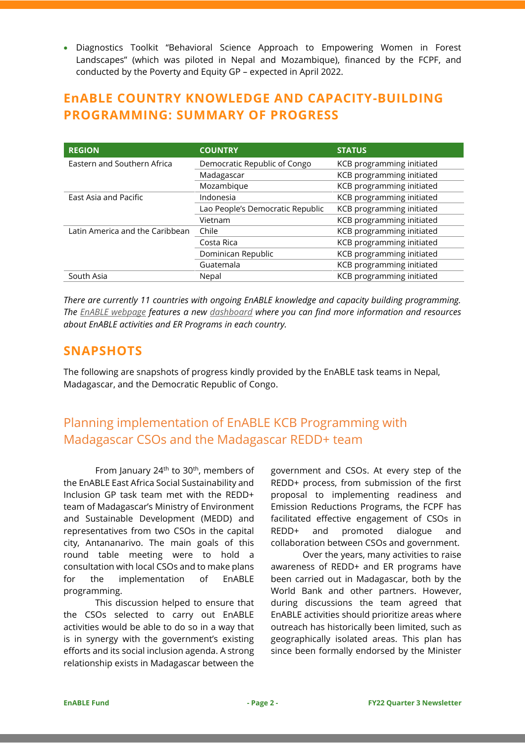- Diagnostics Toolkit "Behavioral Science Approach to Empowering Women in Forest Landscapes" (which was piloted in Nepal and Mozambique), financed by the FCPF, and conducted by the Poverty and Equity GP – expected in April 2022.

## EnABLE COUNTRY KNOWLEDGE AND CAPACITY-BUILDING PROGRAMMING: SUMMARY OF PROGRESS

| REGION | COUNTRY | STATUS |
|---|---|---|
| Eastern and Southern Africa | Democratic Republic of Congo | KCB programming initiated |
| | Madagascar | KCB programming initiated |
| | Mozambique | KCB programming initiated |
| East Asia and Pacific | Indonesia | KCB programming initiated |
| | Lao People's Democratic Republic | KCB programming initiated |
| | Vietnam | KCB programming initiated |
| Latin America and the Caribbean | Chile | KCB programming initiated |
| | Costa Rica | KCB programming initiated |
| | Dominican Republic | KCB programming initiated |
| | Guatemala | KCB programming initiated |
| South Asia | Nepal | KCB programming initiated |

*There are currently 11 countries with ongoing EnABLE knowledge and capacity building programming. The EnABLE webpage features a new dashboard where you can find more information and resources about EnABLE activities and ER Programs in each country.*

## SNAPSHOTS

The following are snapshots of progress kindly provided by the EnABLE task teams in Nepal, Madagascar, and the Democratic Republic of Congo.

### Planning implementation of EnABLE KCB Programming with Madagascar CSOs and the Madagascar REDD+ team

From January 24th to 30th, members of the EnABLE East Africa Social Sustainability and Inclusion GP task team met with the REDD+ team of Madagascar's Ministry of Environment and Sustainable Development (MEDD) and representatives from two CSOs in the capital city, Antananarivo. The main goals of this round table meeting were to hold a consultation with local CSOs and to make plans for the implementation of EnABLE programming.

This discussion helped to ensure that the CSOs selected to carry out EnABLE activities would be able to do so in a way that is in synergy with the government's existing efforts and its social inclusion agenda. A strong relationship exists in Madagascar between the government and CSOs. At every step of the REDD+ process, from submission of the first proposal to implementing readiness and Emission Reductions Programs, the FCPF has facilitated effective engagement of CSOs in REDD+ and promoted dialogue and collaboration between CSOs and government.

Over the years, many activities to raise awareness of REDD+ and ER programs have been carried out in Madagascar, both by the World Bank and other partners. However, during discussions the team agreed that EnABLE activities should prioritize areas where outreach has historically been limited, such as geographically isolated areas. This plan has since been formally endorsed by the Minister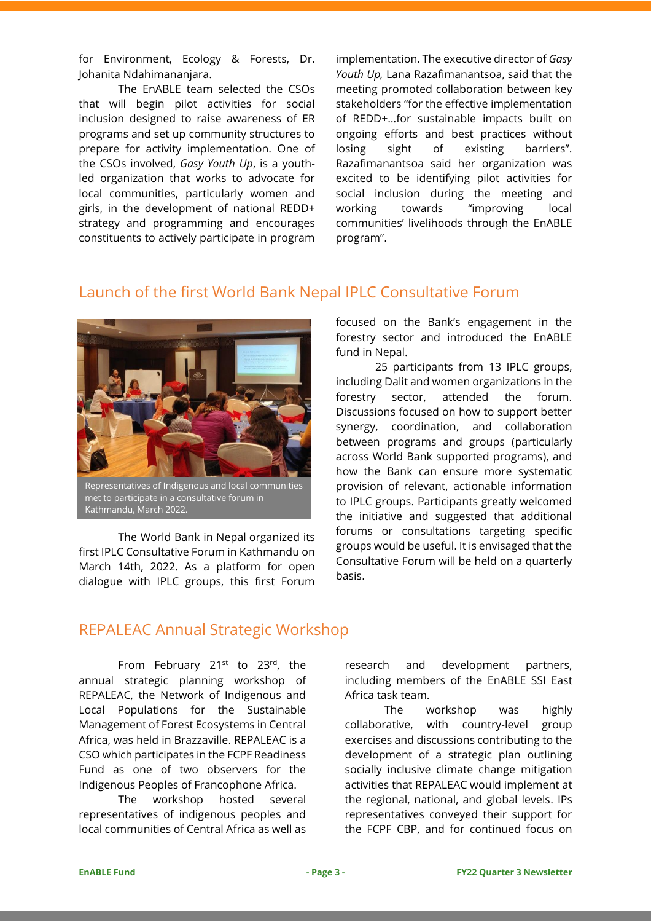for Environment, Ecology & Forests, Dr. Johanita Ndahimananjara.

The EnABLE team selected the CSOs that will begin pilot activities for social inclusion designed to raise awareness of ER programs and set up community structures to prepare for activity implementation. One of the CSOs involved, *Gasy Youth Up*, is a youth-led organization that works to advocate for local communities, particularly women and girls, in the development of national REDD+ strategy and programming and encourages constituents to actively participate in program implementation. The executive director of *Gasy Youth Up,* Lana Razafimanantsoa, said that the meeting promoted collaboration between key stakeholders "for the effective implementation of REDD+...for sustainable impacts built on ongoing efforts and best practices without losing sight of existing barriers". Razafimanantsoa said her organization was excited to be identifying pilot activities for social inclusion during the meeting and working towards "improving local communities' livelihoods through the EnABLE program".

## Launch of the first World Bank Nepal IPLC Consultative Forum

Representatives of Indigenous and local communities met to participate in a consultative forum in Kathmandu, March 2022.

The World Bank in Nepal organized its first IPLC Consultative Forum in Kathmandu on March 14th, 2022. As a platform for open dialogue with IPLC groups, this first Forum focused on the Bank's engagement in the forestry sector and introduced the EnABLE fund in Nepal.

25 participants from 13 IPLC groups, including Dalit and women organizations in the forestry sector, attended the forum. Discussions focused on how to support better synergy, coordination, and collaboration between programs and groups (particularly across World Bank supported programs), and how the Bank can ensure more systematic provision of relevant, actionable information to IPLC groups. Participants greatly welcomed the initiative and suggested that additional forums or consultations targeting specific groups would be useful. It is envisaged that the Consultative Forum will be held on a quarterly basis.

## REPALEAC Annual Strategic Workshop

From February 21st to 23rd, the annual strategic planning workshop of REPALEAC, the Network of Indigenous and Local Populations for the Sustainable Management of Forest Ecosystems in Central Africa, was held in Brazzaville. REPALEAC is a CSO which participates in the FCPF Readiness Fund as one of two observers for the Indigenous Peoples of Francophone Africa.

The workshop hosted several representatives of indigenous peoples and local communities of Central Africa as well as research and development partners, including members of the EnABLE SSI East Africa task team.

The workshop was highly collaborative, with country-level group exercises and discussions contributing to the development of a strategic plan outlining socially inclusive climate change mitigation activities that REPALEAC would implement at the regional, national, and global levels. IPs representatives conveyed their support for the FCPF CBP, and for continued focus on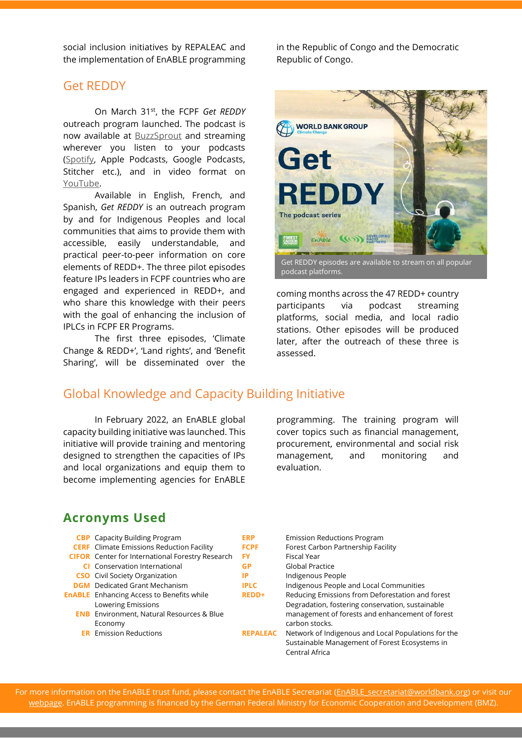social inclusion initiatives by REPALEAC and the implementation of EnABLE programming in the Republic of Congo and the Democratic Republic of Congo.

## Get REDDY

On March 31st, the FCPF *Get REDDY* outreach program launched. The podcast is now available at BuzzSprout and streaming wherever you listen to your podcasts (Spotify, Apple Podcasts, Google Podcasts, Stitcher etc.), and in video format on YouTube.

Available in English, French, and Spanish, *Get REDDY* is an outreach program by and for Indigenous Peoples and local communities that aims to provide them with accessible, easily understandable, and practical peer-to-peer information on core elements of REDD+. The three pilot episodes feature IPs leaders in FCPF countries who are engaged and experienced in REDD+, and who share this knowledge with their peers with the goal of enhancing the inclusion of IPLCs in FCPF ER Programs.

The first three episodes, 'Climate Change & REDD+', 'Land rights', and 'Benefit Sharing', will be disseminated over the coming months across the 47 REDD+ country participants via podcast streaming platforms, social media, and local radio stations. Other episodes will be produced later, after the outreach of these three is assessed.

Get REDDY episodes are available to stream on all popular podcast platforms.

## Global Knowledge and Capacity Building Initiative

In February 2022, an EnABLE global capacity building initiative was launched. This initiative will provide training and mentoring designed to strengthen the capacities of IPs and local organizations and equip them to become implementing agencies for EnABLE programming. The training program will cover topics such as financial management, procurement, environmental and social risk management, and monitoring and evaluation.

## Acronyms Used

| | |
|---|---|
| **CBP** | Capacity Building Program |
| **CERF** | Climate Emissions Reduction Facility |
| **CIFOR** | Center for International Forestry Research |
| **CI** | Conservation International |
| **CSO** | Civil Society Organization |
| **DGM** | Dedicated Grant Mechanism |
| **EnABLE** | Enhancing Access to Benefits while Lowering Emissions |
| **ENB** | Environment, Natural Resources & Blue Economy |
| **ER** | Emission Reductions |
| **ERP** | Emission Reductions Program |
| **FCPF** | Forest Carbon Partnership Facility |
| **FY** | Fiscal Year |
| **GP** | Global Practice |
| **IP** | Indigenous People |
| **IPLC** | Indigenous People and Local Communities |
| **REDD+** | Reducing Emissions from Deforestation and forest Degradation, fostering conservation, sustainable management of forests and enhancement of forest carbon stocks. |
| **REPALEAC** | Network of Indigenous and Local Populations for the Sustainable Management of Forest Ecosystems in Central Africa |

For more information on the EnABLE trust fund, please contact the EnABLE Secretariat (EnABLE_secretariat@worldbank.org) or visit our webpage. EnABLE programming is financed by the German Federal Ministry for Economic Cooperation and Development (BMZ).